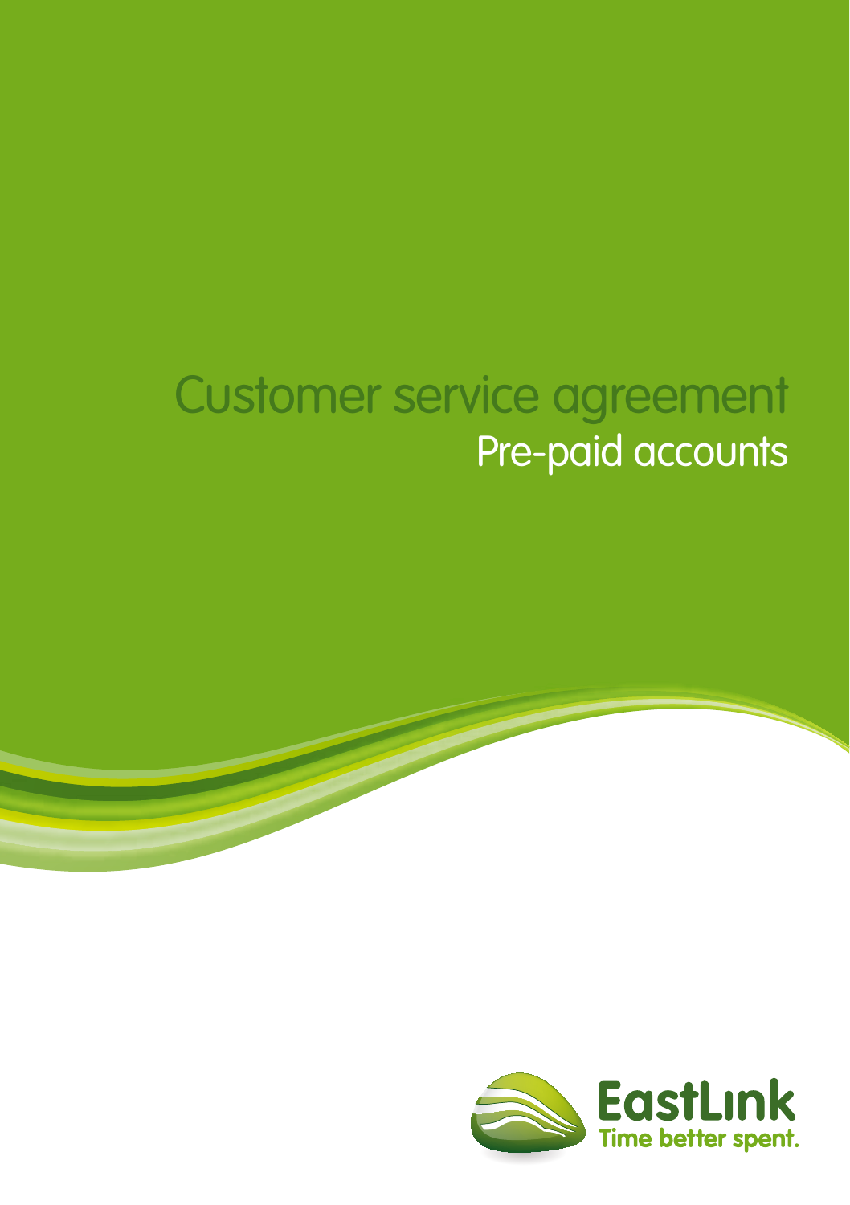# Customer service agreement

## Pre-paid accounts

EastLink

Time better spent.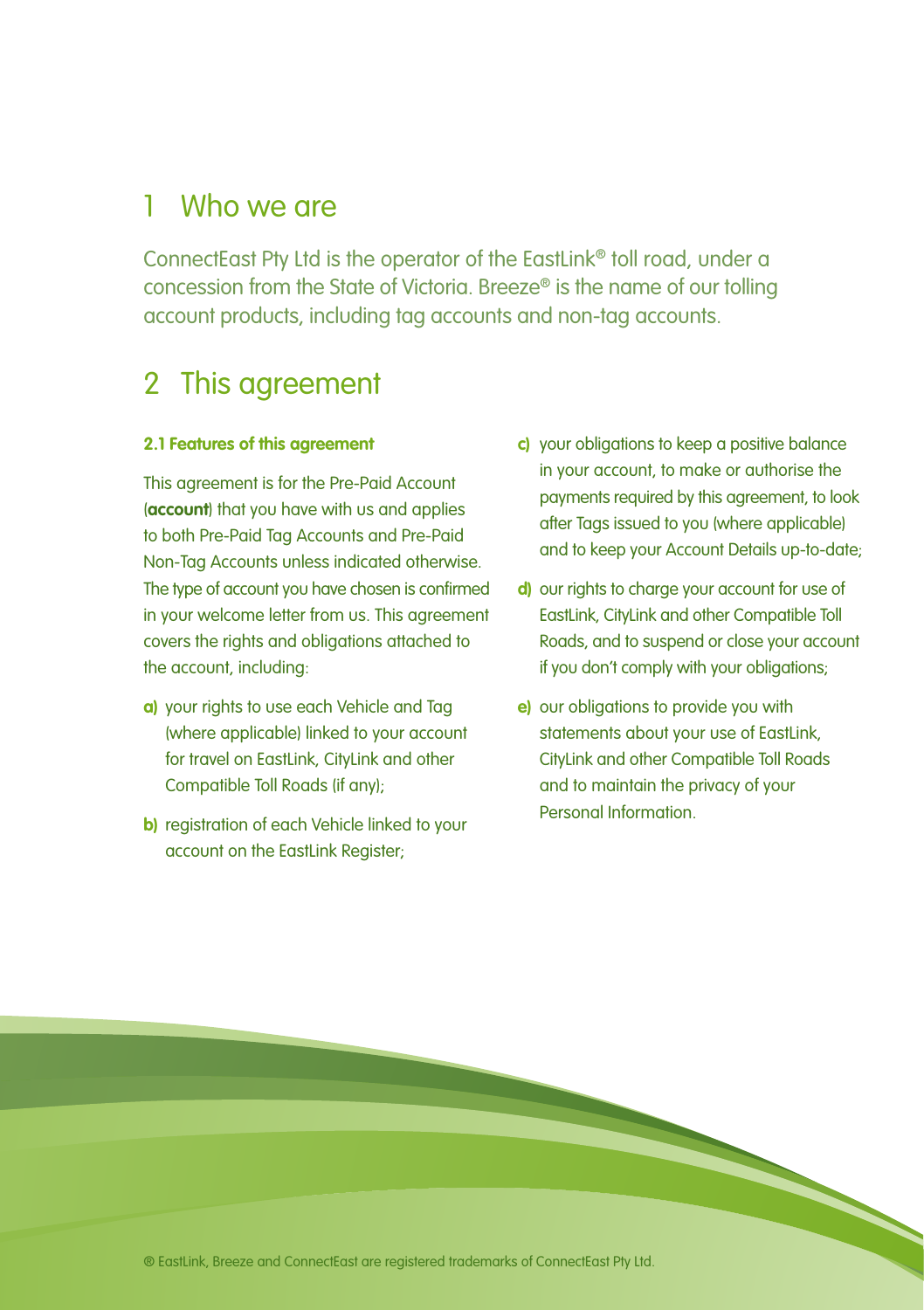# 1 Who we are

ConnectEast Pty Ltd is the operator of the EastLink® toll road, under a concession from the State of Victoria. Breeze® is the name of our tolling account products, including tag accounts and non-tag accounts.

# 2 This agreement

### 2.1 Features of this agreement

This agreement is for the Pre-Paid Account (**account**) that you have with us and applies to both Pre-Paid Tag Accounts and Pre-Paid Non-Tag Accounts unless indicated otherwise. The type of account you have chosen is confirmed in your welcome letter from us. This agreement covers the rights and obligations attached to the account, including:

**a)** your rights to use each Vehicle and Tag (where applicable) linked to your account for travel on EastLink, CityLink and other Compatible Toll Roads (if any);

**b)** registration of each Vehicle linked to your account on the EastLink Register;

**c)** your obligations to keep a positive balance in your account, to make or authorise the payments required by this agreement, to look after Tags issued to you (where applicable) and to keep your Account Details up-to-date;

**d)** our rights to charge your account for use of EastLink, CityLink and other Compatible Toll Roads, and to suspend or close your account if you don't comply with your obligations;

**e)** our obligations to provide you with statements about your use of EastLink, CityLink and other Compatible Toll Roads and to maintain the privacy of your Personal Information.

® EastLink, Breeze and ConnectEast are registered trademarks of ConnectEast Pty Ltd.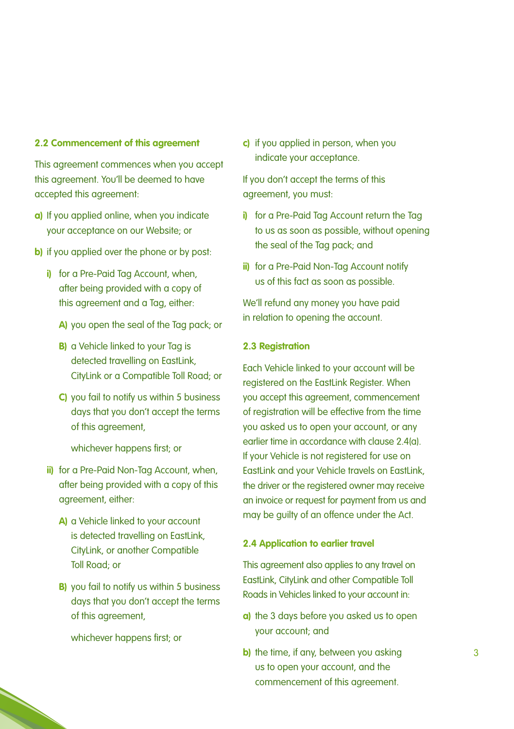### 2.2 Commencement of this agreement

This agreement commences when you accept this agreement. You'll be deemed to have accepted this agreement:

**a)** If you applied online, when you indicate your acceptance on our Website; or

**b)** if you applied over the phone or by post:

- **i)** for a Pre-Paid Tag Account, when, after being provided with a copy of this agreement and a Tag, either:

  - **A)** you open the seal of the Tag pack; or
  - **B)** a Vehicle linked to your Tag is detected travelling on EastLink, CityLink or a Compatible Toll Road; or
  - **C)** you fail to notify us within 5 business days that you don't accept the terms of this agreement,

  whichever happens first; or

- **ii)** for a Pre-Paid Non-Tag Account, when, after being provided with a copy of this agreement, either:

  - **A)** a Vehicle linked to your account is detected travelling on EastLink, CityLink, or another Compatible Toll Road; or
  - **B)** you fail to notify us within 5 business days that you don't accept the terms of this agreement,

  whichever happens first; or

**c)** if you applied in person, when you indicate your acceptance.

If you don't accept the terms of this agreement, you must:

**i)** for a Pre-Paid Tag Account return the Tag to us as soon as possible, without opening the seal of the Tag pack; and

**ii)** for a Pre-Paid Non-Tag Account notify us of this fact as soon as possible.

We'll refund any money you have paid in relation to opening the account.

### 2.3 Registration

Each Vehicle linked to your account will be registered on the EastLink Register. When you accept this agreement, commencement of registration will be effective from the time you asked us to open your account, or any earlier time in accordance with clause 2.4(a). If your Vehicle is not registered for use on EastLink and your Vehicle travels on EastLink, the driver or the registered owner may receive an invoice or request for payment from us and may be guilty of an offence under the Act.

### 2.4 Application to earlier travel

This agreement also applies to any travel on EastLink, CityLink and other Compatible Toll Roads in Vehicles linked to your account in:

**a)** the 3 days before you asked us to open your account; and

**b)** the time, if any, between you asking us to open your account, and the commencement of this agreement.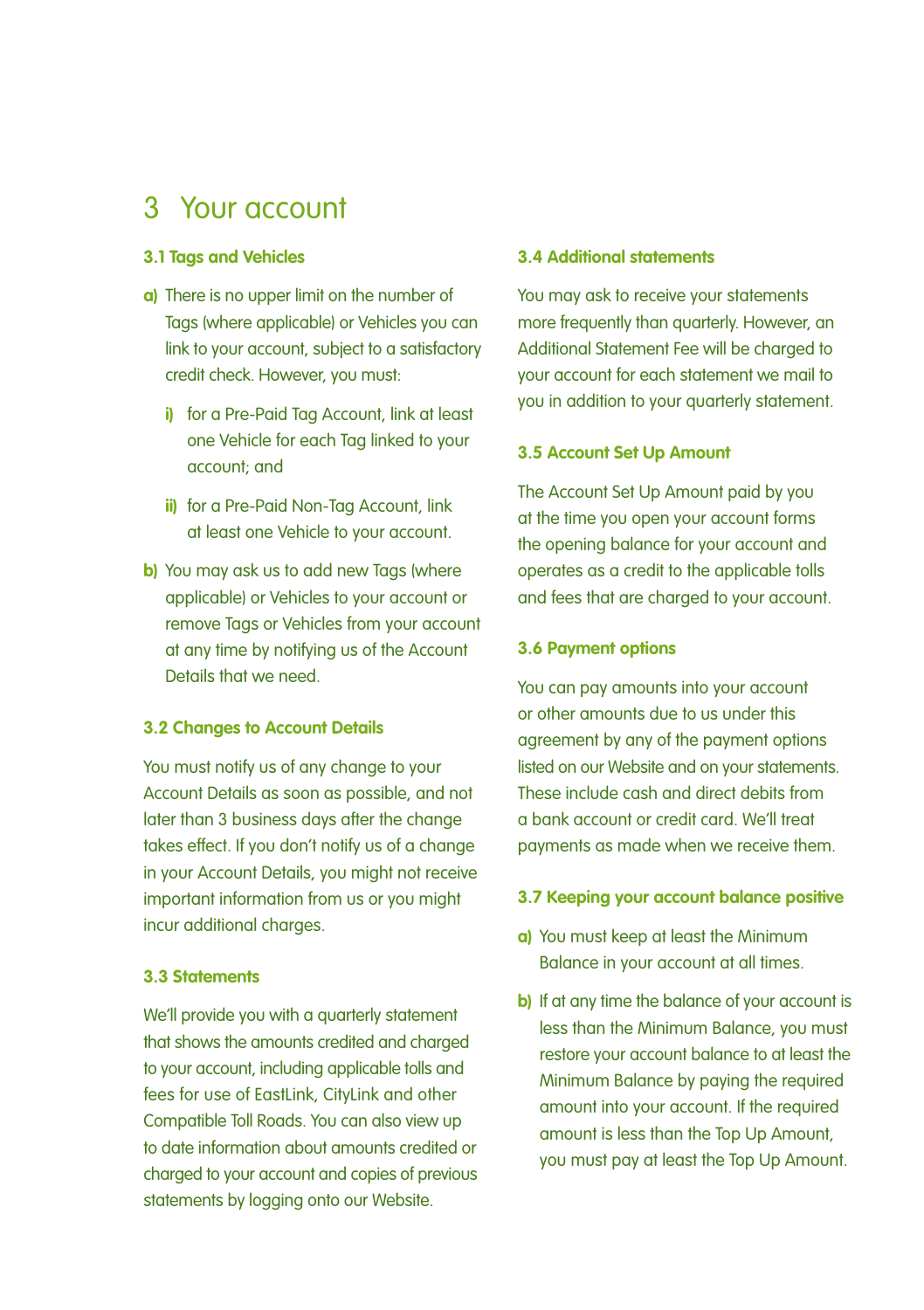# 3 Your account

### 3.1 Tags and Vehicles

**a)** There is no upper limit on the number of Tags (where applicable) or Vehicles you can link to your account, subject to a satisfactory credit check. However, you must:

  **i)** for a Pre-Paid Tag Account, link at least one Vehicle for each Tag linked to your account; and

  **ii)** for a Pre-Paid Non-Tag Account, link at least one Vehicle to your account.

**b)** You may ask us to add new Tags (where applicable) or Vehicles to your account or remove Tags or Vehicles from your account at any time by notifying us of the Account Details that we need.

### 3.2 Changes to Account Details

You must notify us of any change to your Account Details as soon as possible, and not later than 3 business days after the change takes effect. If you don't notify us of a change in your Account Details, you might not receive important information from us or you might incur additional charges.

### 3.3 Statements

We'll provide you with a quarterly statement that shows the amounts credited and charged to your account, including applicable tolls and fees for use of EastLink, CityLink and other Compatible Toll Roads. You can also view up to date information about amounts credited or charged to your account and copies of previous statements by logging onto our Website.

### 3.4 Additional statements

You may ask to receive your statements more frequently than quarterly. However, an Additional Statement Fee will be charged to your account for each statement we mail to you in addition to your quarterly statement.

### 3.5 Account Set Up Amount

The Account Set Up Amount paid by you at the time you open your account forms the opening balance for your account and operates as a credit to the applicable tolls and fees that are charged to your account.

### 3.6 Payment options

You can pay amounts into your account or other amounts due to us under this agreement by any of the payment options listed on our Website and on your statements. These include cash and direct debits from a bank account or credit card. We'll treat payments as made when we receive them.

### 3.7 Keeping your account balance positive

**a)** You must keep at least the Minimum Balance in your account at all times.

**b)** If at any time the balance of your account is less than the Minimum Balance, you must restore your account balance to at least the Minimum Balance by paying the required amount into your account. If the required amount is less than the Top Up Amount, you must pay at least the Top Up Amount.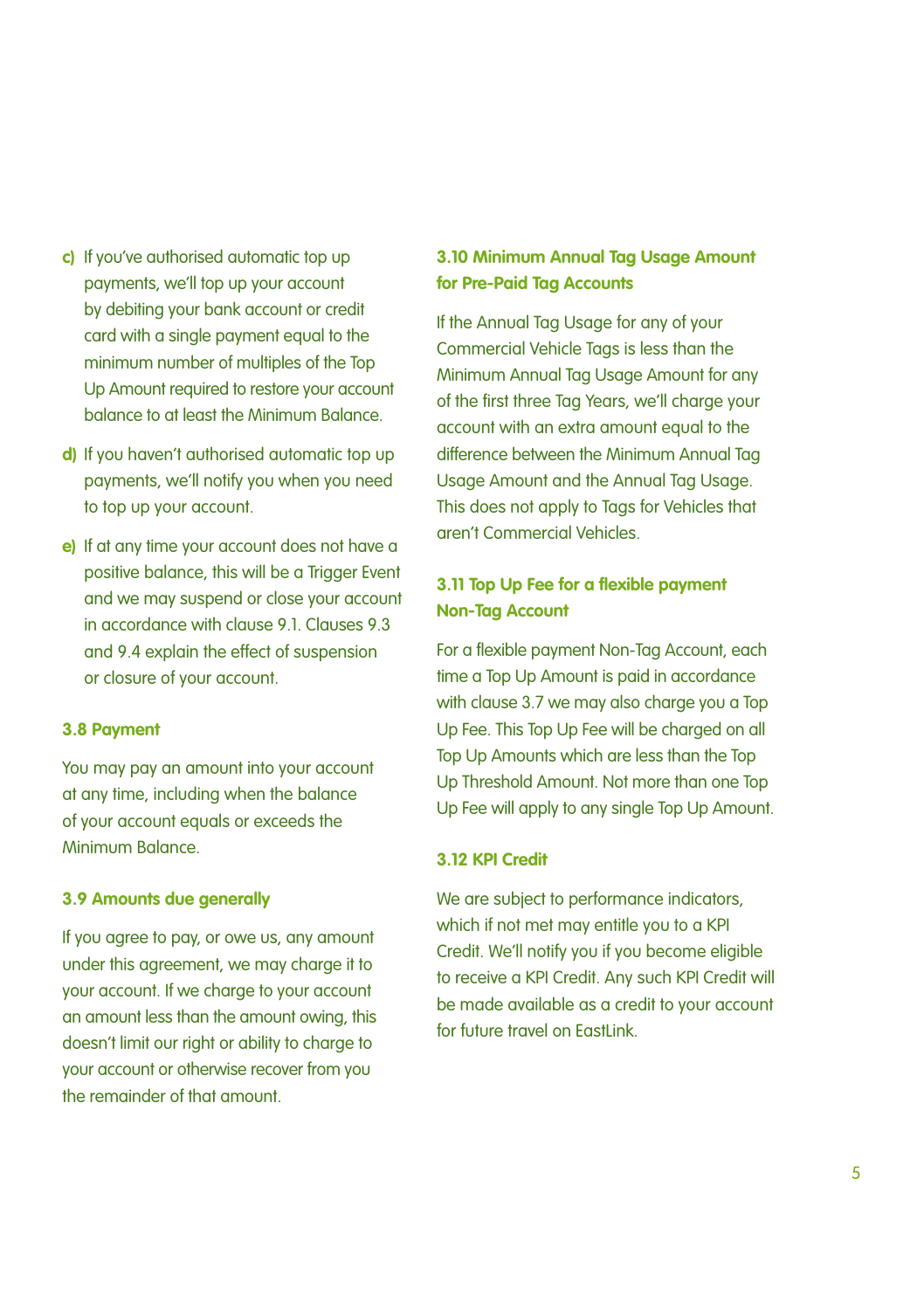c) If you've authorised automatic top up payments, we'll top up your account by debiting your bank account or credit card with a single payment equal to the minimum number of multiples of the Top Up Amount required to restore your account balance to at least the Minimum Balance.

d) If you haven't authorised automatic top up payments, we'll notify you when you need to top up your account.

e) If at any time your account does not have a positive balance, this will be a Trigger Event and we may suspend or close your account in accordance with clause 9.1. Clauses 9.3 and 9.4 explain the effect of suspension or closure of your account.

### 3.8 Payment

You may pay an amount into your account at any time, including when the balance of your account equals or exceeds the Minimum Balance.

### 3.9 Amounts due generally

If you agree to pay, or owe us, any amount under this agreement, we may charge it to your account. If we charge to your account an amount less than the amount owing, this doesn't limit our right or ability to charge to your account or otherwise recover from you the remainder of that amount.

### 3.10 Minimum Annual Tag Usage Amount for Pre-Paid Tag Accounts

If the Annual Tag Usage for any of your Commercial Vehicle Tags is less than the Minimum Annual Tag Usage Amount for any of the first three Tag Years, we'll charge your account with an extra amount equal to the difference between the Minimum Annual Tag Usage Amount and the Annual Tag Usage. This does not apply to Tags for Vehicles that aren't Commercial Vehicles.

### 3.11 Top Up Fee for a flexible payment Non-Tag Account

For a flexible payment Non-Tag Account, each time a Top Up Amount is paid in accordance with clause 3.7 we may also charge you a Top Up Fee. This Top Up Fee will be charged on all Top Up Amounts which are less than the Top Up Threshold Amount. Not more than one Top Up Fee will apply to any single Top Up Amount.

### 3.12 KPI Credit

We are subject to performance indicators, which if not met may entitle you to a KPI Credit. We'll notify you if you become eligible to receive a KPI Credit. Any such KPI Credit will be made available as a credit to your account for future travel on EastLink.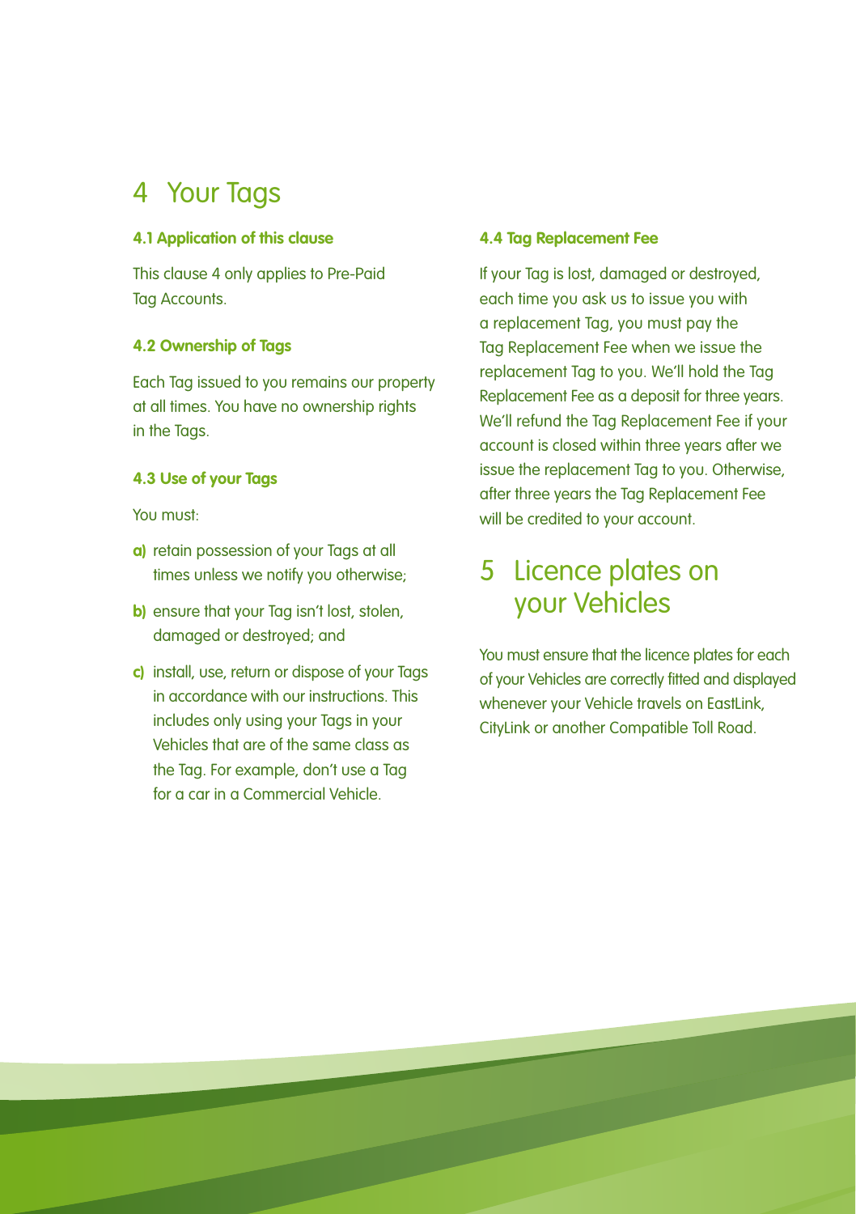# 4 Your Tags

### 4.1 Application of this clause

This clause 4 only applies to Pre-Paid Tag Accounts.

### 4.2 Ownership of Tags

Each Tag issued to you remains our property at all times. You have no ownership rights in the Tags.

### 4.3 Use of your Tags

You must:

**a)** retain possession of your Tags at all times unless we notify you otherwise;

**b)** ensure that your Tag isn't lost, stolen, damaged or destroyed; and

**c)** install, use, return or dispose of your Tags in accordance with our instructions. This includes only using your Tags in your Vehicles that are of the same class as the Tag. For example, don't use a Tag for a car in a Commercial Vehicle.

### 4.4 Tag Replacement Fee

If your Tag is lost, damaged or destroyed, each time you ask us to issue you with a replacement Tag, you must pay the Tag Replacement Fee when we issue the replacement Tag to you. We'll hold the Tag Replacement Fee as a deposit for three years. We'll refund the Tag Replacement Fee if your account is closed within three years after we issue the replacement Tag to you. Otherwise, after three years the Tag Replacement Fee will be credited to your account.

# 5 Licence plates on your Vehicles

You must ensure that the licence plates for each of your Vehicles are correctly fitted and displayed whenever your Vehicle travels on EastLink, CityLink or another Compatible Toll Road.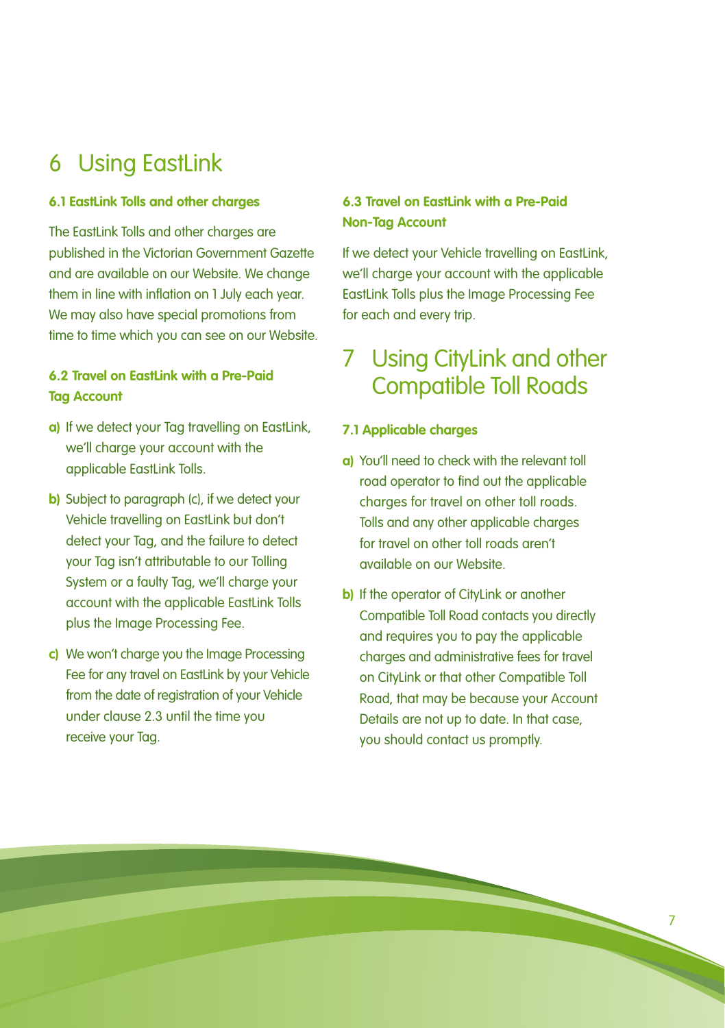# 6 Using EastLink

### 6.1 EastLink Tolls and other charges

The EastLink Tolls and other charges are published in the Victorian Government Gazette and are available on our Website. We change them in line with inflation on 1 July each year. We may also have special promotions from time to time which you can see on our Website.

### 6.2 Travel on EastLink with a Pre-Paid Tag Account

**a)** If we detect your Tag travelling on EastLink, we'll charge your account with the applicable EastLink Tolls.

**b)** Subject to paragraph (c), if we detect your Vehicle travelling on EastLink but don't detect your Tag, and the failure to detect your Tag isn't attributable to our Tolling System or a faulty Tag, we'll charge your account with the applicable EastLink Tolls plus the Image Processing Fee.

**c)** We won't charge you the Image Processing Fee for any travel on EastLink by your Vehicle from the date of registration of your Vehicle under clause 2.3 until the time you receive your Tag.

### 6.3 Travel on EastLink with a Pre-Paid Non-Tag Account

If we detect your Vehicle travelling on EastLink, we'll charge your account with the applicable EastLink Tolls plus the Image Processing Fee for each and every trip.

# 7 Using CityLink and other Compatible Toll Roads

### 7.1 Applicable charges

**a)** You'll need to check with the relevant toll road operator to find out the applicable charges for travel on other toll roads. Tolls and any other applicable charges for travel on other toll roads aren't available on our Website.

**b)** If the operator of CityLink or another Compatible Toll Road contacts you directly and requires you to pay the applicable charges and administrative fees for travel on CityLink or that other Compatible Toll Road, that may be because your Account Details are not up to date. In that case, you should contact us promptly.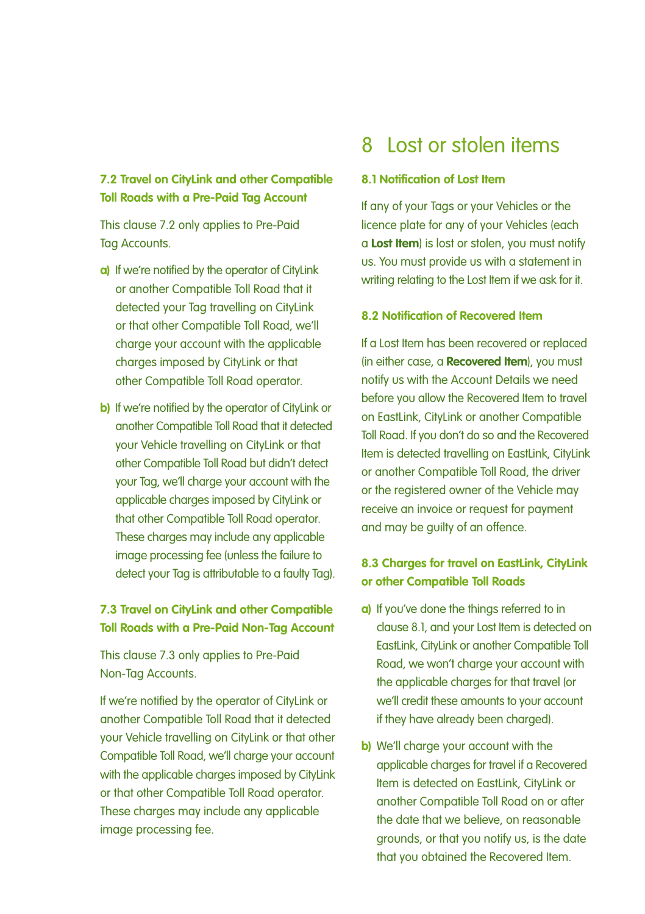### 7.2 Travel on CityLink and other Compatible Toll Roads with a Pre-Paid Tag Account

This clause 7.2 only applies to Pre-Paid Tag Accounts.

**a)** If we're notified by the operator of CityLink or another Compatible Toll Road that it detected your Tag travelling on CityLink or that other Compatible Toll Road, we'll charge your account with the applicable charges imposed by CityLink or that other Compatible Toll Road operator.

**b)** If we're notified by the operator of CityLink or another Compatible Toll Road that it detected your Vehicle travelling on CityLink or that other Compatible Toll Road but didn't detect your Tag, we'll charge your account with the applicable charges imposed by CityLink or that other Compatible Toll Road operator. These charges may include any applicable image processing fee (unless the failure to detect your Tag is attributable to a faulty Tag).

### 7.3 Travel on CityLink and other Compatible Toll Roads with a Pre-Paid Non-Tag Account

This clause 7.3 only applies to Pre-Paid Non-Tag Accounts.

If we're notified by the operator of CityLink or another Compatible Toll Road that it detected your Vehicle travelling on CityLink or that other Compatible Toll Road, we'll charge your account with the applicable charges imposed by CityLink or that other Compatible Toll Road operator. These charges may include any applicable image processing fee.

# 8 Lost or stolen items

### 8.1 Notification of Lost Item

If any of your Tags or your Vehicles or the licence plate for any of your Vehicles (each a **Lost Item**) is lost or stolen, you must notify us. You must provide us with a statement in writing relating to the Lost Item if we ask for it.

### 8.2 Notification of Recovered Item

If a Lost Item has been recovered or replaced (in either case, a **Recovered Item**), you must notify us with the Account Details we need before you allow the Recovered Item to travel on EastLink, CityLink or another Compatible Toll Road. If you don't do so and the Recovered Item is detected travelling on EastLink, CityLink or another Compatible Toll Road, the driver or the registered owner of the Vehicle may receive an invoice or request for payment and may be guilty of an offence.

### 8.3 Charges for travel on EastLink, CityLink or other Compatible Toll Roads

**a)** If you've done the things referred to in clause 8.1, and your Lost Item is detected on EastLink, CityLink or another Compatible Toll Road, we won't charge your account with the applicable charges for that travel (or we'll credit these amounts to your account if they have already been charged).

**b)** We'll charge your account with the applicable charges for travel if a Recovered Item is detected on EastLink, CityLink or another Compatible Toll Road on or after the date that we believe, on reasonable grounds, or that you notify us, is the date that you obtained the Recovered Item.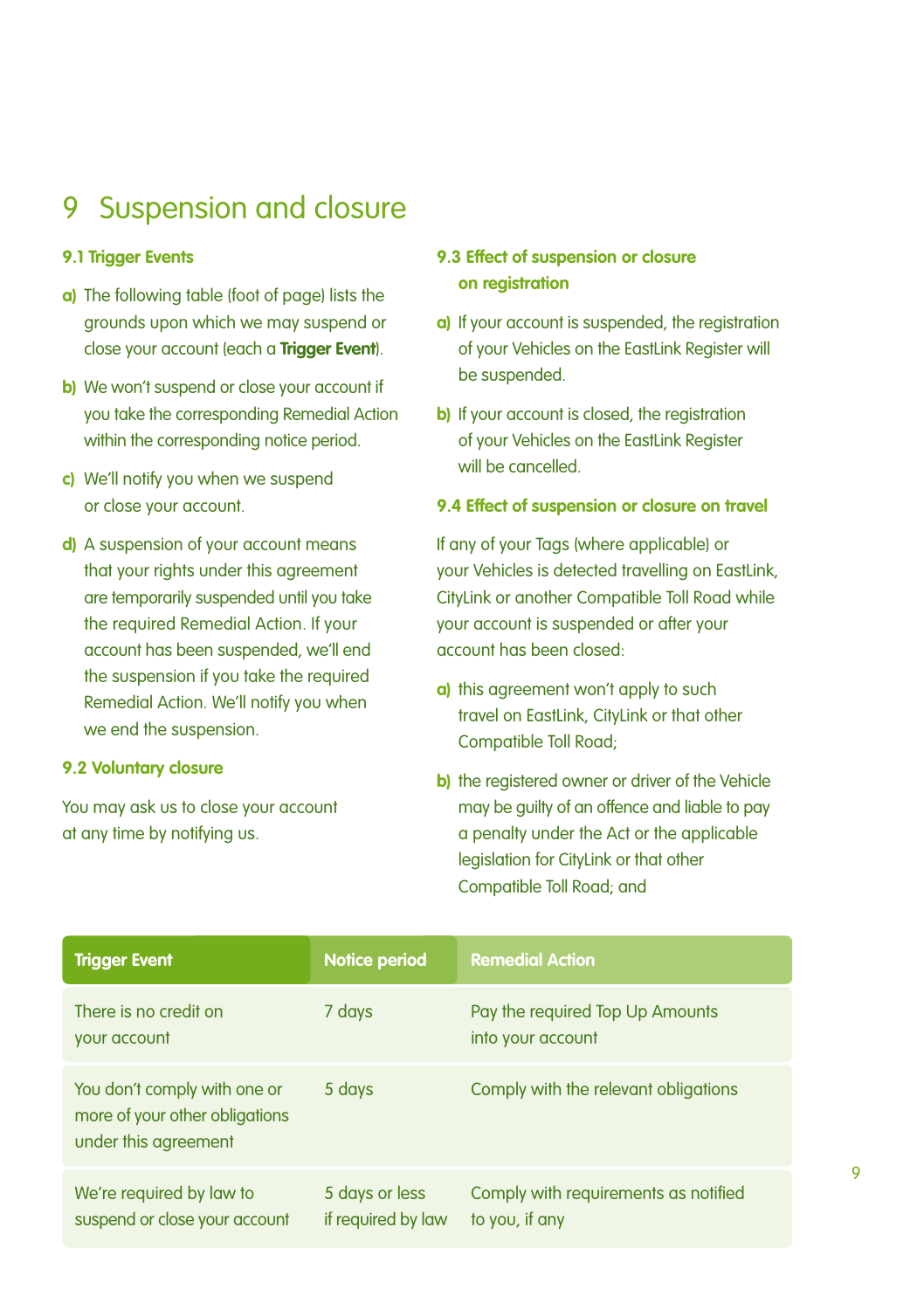# 9 Suspension and closure

### 9.1 Trigger Events

**a)** The following table (foot of page) lists the grounds upon which we may suspend or close your account (each a **Trigger Event**).

**b)** We won't suspend or close your account if you take the corresponding Remedial Action within the corresponding notice period.

**c)** We'll notify you when we suspend or close your account.

**d)** A suspension of your account means that your rights under this agreement are temporarily suspended until you take the required Remedial Action. If your account has been suspended, we'll end the suspension if you take the required Remedial Action. We'll notify you when we end the suspension.

### 9.2 Voluntary closure

You may ask us to close your account at any time by notifying us.

### 9.3 Effect of suspension or closure on registration

**a)** If your account is suspended, the registration of your Vehicles on the EastLink Register will be suspended.

**b)** If your account is closed, the registration of your Vehicles on the EastLink Register will be cancelled.

### 9.4 Effect of suspension or closure on travel

If any of your Tags (where applicable) or your Vehicles is detected travelling on EastLink, CityLink or another Compatible Toll Road while your account is suspended or after your account has been closed:

**a)** this agreement won't apply to such travel on EastLink, CityLink or that other Compatible Toll Road;

**b)** the registered owner or driver of the Vehicle may be guilty of an offence and liable to pay a penalty under the Act or the applicable legislation for CityLink or that other Compatible Toll Road; and

| Trigger Event | Notice period | Remedial Action |
|---|---|---|
| There is no credit on your account | 7 days | Pay the required Top Up Amounts into your account |
| You don't comply with one or more of your other obligations under this agreement | 5 days | Comply with the relevant obligations |
| We're required by law to suspend or close your account | 5 days or less if required by law | Comply with requirements as notified to you, if any |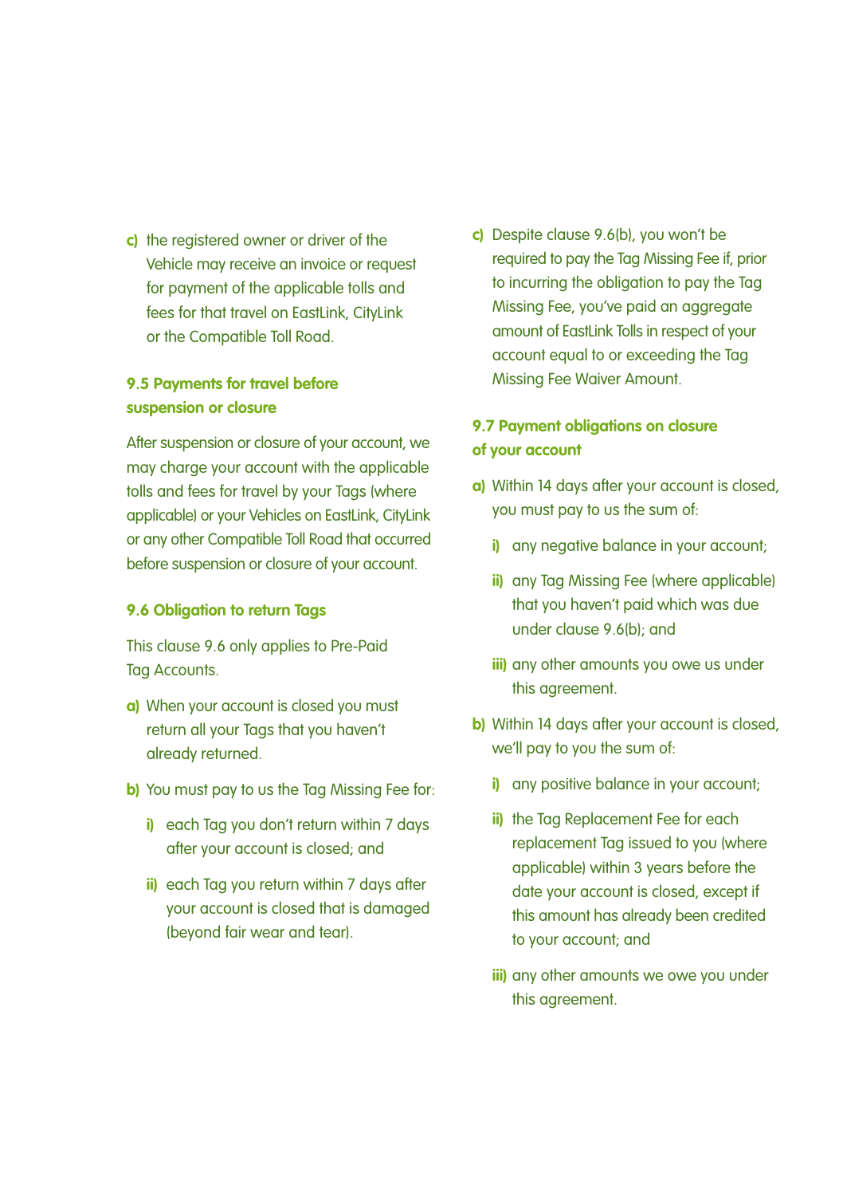c) the registered owner or driver of the Vehicle may receive an invoice or request for payment of the applicable tolls and fees for that travel on EastLink, CityLink or the Compatible Toll Road.

### 9.5 Payments for travel before suspension or closure

After suspension or closure of your account, we may charge your account with the applicable tolls and fees for travel by your Tags (where applicable) or your Vehicles on EastLink, CityLink or any other Compatible Toll Road that occurred before suspension or closure of your account.

### 9.6 Obligation to return Tags

This clause 9.6 only applies to Pre-Paid Tag Accounts.

a) When your account is closed you must return all your Tags that you haven't already returned.

b) You must pay to us the Tag Missing Fee for:

   i) each Tag you don't return within 7 days after your account is closed; and

   ii) each Tag you return within 7 days after your account is closed that is damaged (beyond fair wear and tear).

c) Despite clause 9.6(b), you won't be required to pay the Tag Missing Fee if, prior to incurring the obligation to pay the Tag Missing Fee, you've paid an aggregate amount of EastLink Tolls in respect of your account equal to or exceeding the Tag Missing Fee Waiver Amount.

### 9.7 Payment obligations on closure of your account

a) Within 14 days after your account is closed, you must pay to us the sum of:

   i) any negative balance in your account;

   ii) any Tag Missing Fee (where applicable) that you haven't paid which was due under clause 9.6(b); and

   iii) any other amounts you owe us under this agreement.

b) Within 14 days after your account is closed, we'll pay to you the sum of:

   i) any positive balance in your account;

   ii) the Tag Replacement Fee for each replacement Tag issued to you (where applicable) within 3 years before the date your account is closed, except if this amount has already been credited to your account; and

   iii) any other amounts we owe you under this agreement.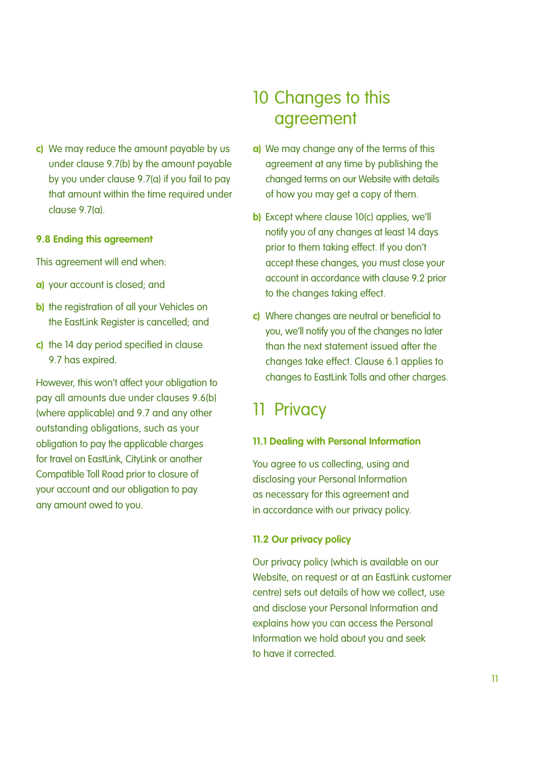c) We may reduce the amount payable by us under clause 9.7(b) by the amount payable by you under clause 9.7(a) if you fail to pay that amount within the time required under clause 9.7(a).

### 9.8 Ending this agreement

This agreement will end when:

a) your account is closed; and

b) the registration of all your Vehicles on the EastLink Register is cancelled; and

c) the 14 day period specified in clause 9.7 has expired.

However, this won't affect your obligation to pay all amounts due under clauses 9.6(b) (where applicable) and 9.7 and any other outstanding obligations, such as your obligation to pay the applicable charges for travel on EastLink, CityLink or another Compatible Toll Road prior to closure of your account and our obligation to pay any amount owed to you.

## 10 Changes to this agreement

a) We may change any of the terms of this agreement at any time by publishing the changed terms on our Website with details of how you may get a copy of them.

b) Except where clause 10(c) applies, we'll notify you of any changes at least 14 days prior to them taking effect. If you don't accept these changes, you must close your account in accordance with clause 9.2 prior to the changes taking effect.

c) Where changes are neutral or beneficial to you, we'll notify you of the changes no later than the next statement issued after the changes take effect. Clause 6.1 applies to changes to EastLink Tolls and other charges.

## 11 Privacy

### 11.1 Dealing with Personal Information

You agree to us collecting, using and disclosing your Personal Information as necessary for this agreement and in accordance with our privacy policy.

### 11.2 Our privacy policy

Our privacy policy (which is available on our Website, on request or at an EastLink customer centre) sets out details of how we collect, use and disclose your Personal Information and explains how you can access the Personal Information we hold about you and seek to have it corrected.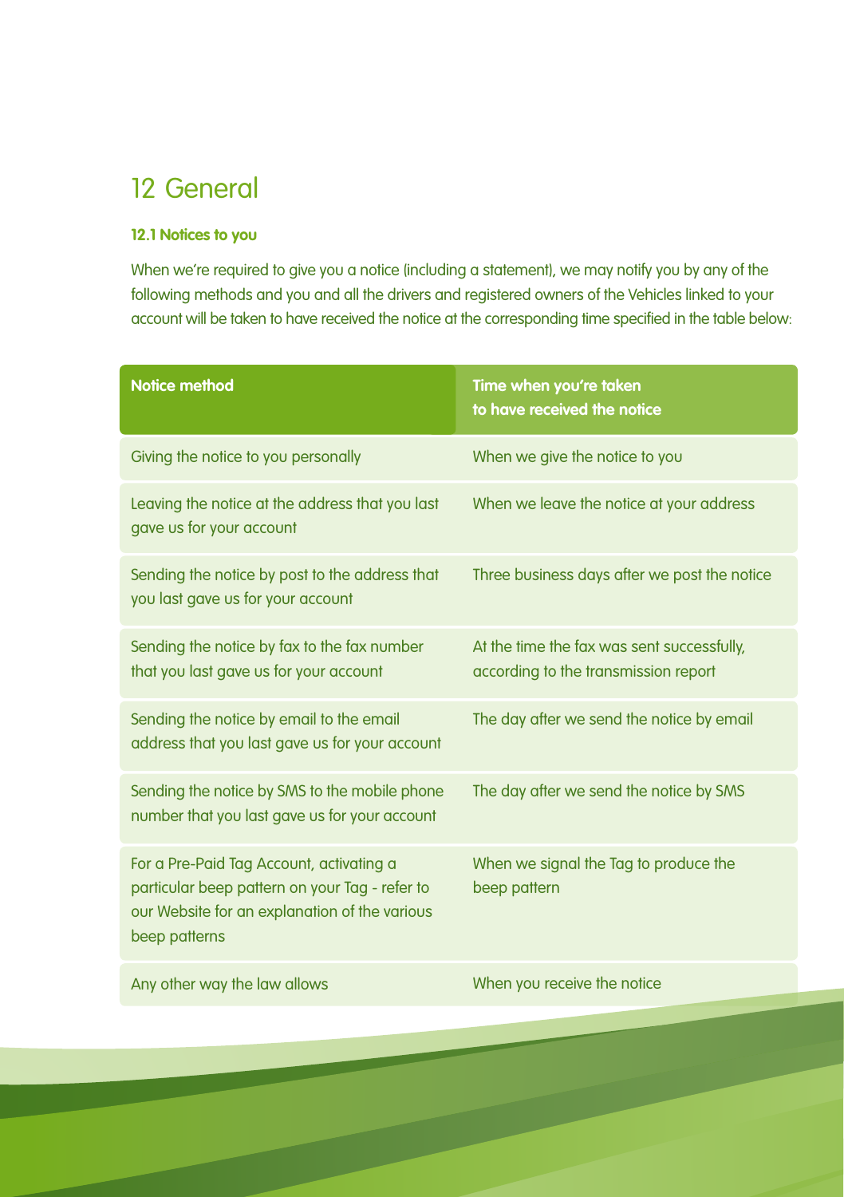# 12 General

### 12.1 Notices to you

When we're required to give you a notice (including a statement), we may notify you by any of the following methods and you and all the drivers and registered owners of the Vehicles linked to your account will be taken to have received the notice at the corresponding time specified in the table below:

| Notice method | Time when you're taken to have received the notice |
|---|---|
| Giving the notice to you personally | When we give the notice to you |
| Leaving the notice at the address that you last gave us for your account | When we leave the notice at your address |
| Sending the notice by post to the address that you last gave us for your account | Three business days after we post the notice |
| Sending the notice by fax to the fax number that you last gave us for your account | At the time the fax was sent successfully, according to the transmission report |
| Sending the notice by email to the email address that you last gave us for your account | The day after we send the notice by email |
| Sending the notice by SMS to the mobile phone number that you last gave us for your account | The day after we send the notice by SMS |
| For a Pre-Paid Tag Account, activating a particular beep pattern on your Tag - refer to our Website for an explanation of the various beep patterns | When we signal the Tag to produce the beep pattern |
| Any other way the law allows | When you receive the notice |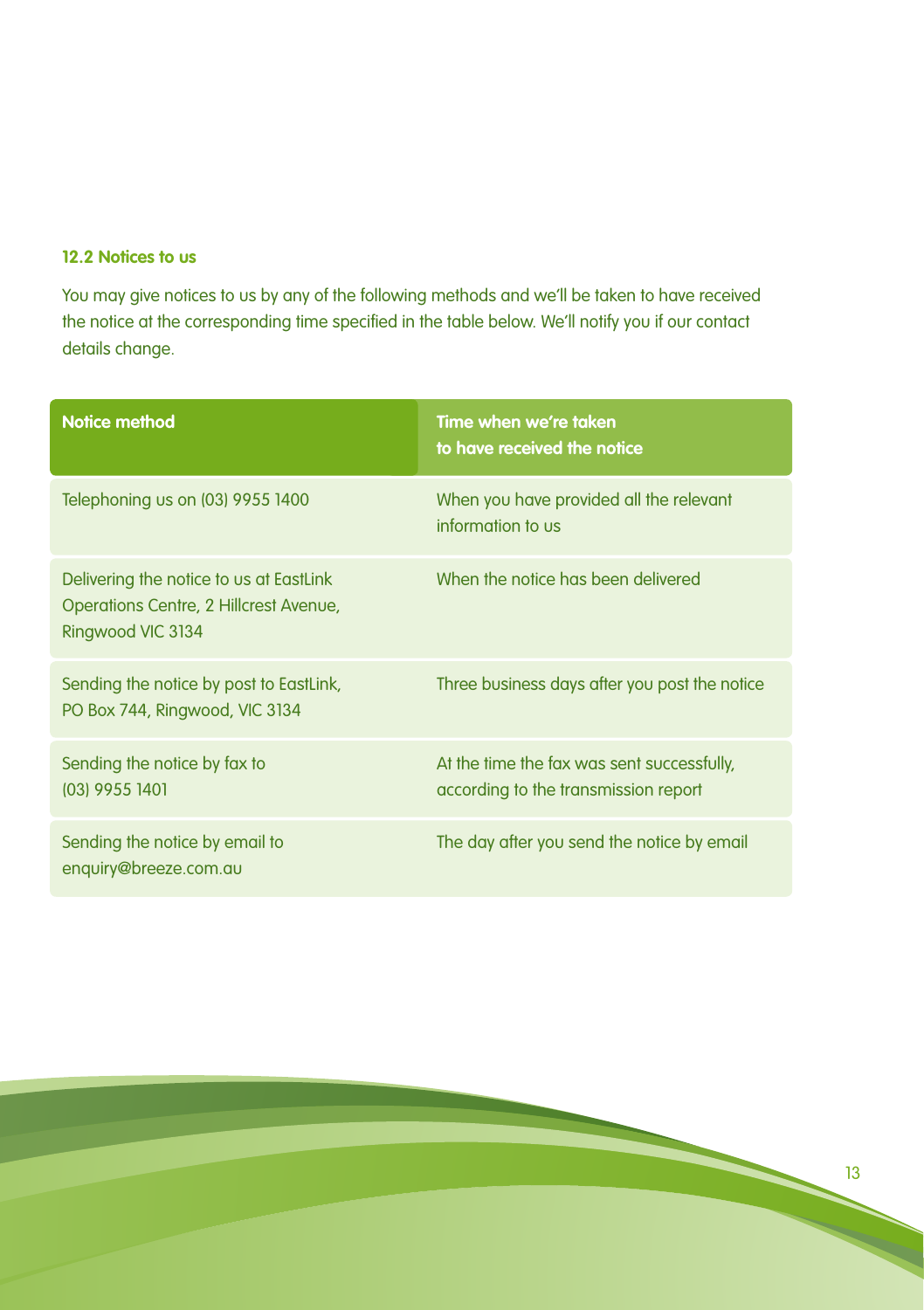### 12.2 Notices to us

You may give notices to us by any of the following methods and we'll be taken to have received the notice at the corresponding time specified in the table below. We'll notify you if our contact details change.

| Notice method | Time when we're taken to have received the notice |
|---|---|
| Telephoning us on (03) 9955 1400 | When you have provided all the relevant information to us |
| Delivering the notice to us at EastLink Operations Centre, 2 Hillcrest Avenue, Ringwood VIC 3134 | When the notice has been delivered |
| Sending the notice by post to EastLink, PO Box 744, Ringwood, VIC 3134 | Three business days after you post the notice |
| Sending the notice by fax to (03) 9955 1401 | At the time the fax was sent successfully, according to the transmission report |
| Sending the notice by email to enquiry@breeze.com.au | The day after you send the notice by email |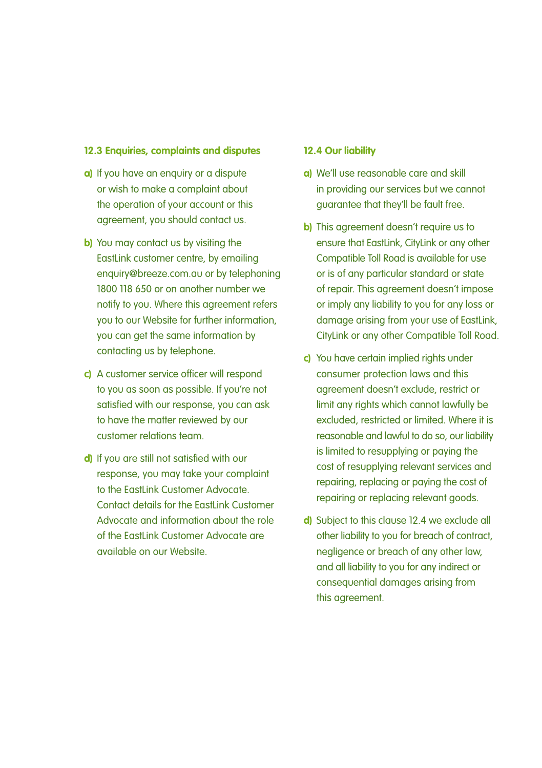### 12.3 Enquiries, complaints and disputes

**a)** If you have an enquiry or a dispute or wish to make a complaint about the operation of your account or this agreement, you should contact us.

**b)** You may contact us by visiting the EastLink customer centre, by emailing enquiry@breeze.com.au or by telephoning 1800 118 650 or on another number we notify to you. Where this agreement refers you to our Website for further information, you can get the same information by contacting us by telephone.

**c)** A customer service officer will respond to you as soon as possible. If you're not satisfied with our response, you can ask to have the matter reviewed by our customer relations team.

**d)** If you are still not satisfied with our response, you may take your complaint to the EastLink Customer Advocate. Contact details for the EastLink Customer Advocate and information about the role of the EastLink Customer Advocate are available on our Website.

### 12.4 Our liability

**a)** We'll use reasonable care and skill in providing our services but we cannot guarantee that they'll be fault free.

**b)** This agreement doesn't require us to ensure that EastLink, CityLink or any other Compatible Toll Road is available for use or is of any particular standard or state of repair. This agreement doesn't impose or imply any liability to you for any loss or damage arising from your use of EastLink, CityLink or any other Compatible Toll Road.

**c)** You have certain implied rights under consumer protection laws and this agreement doesn't exclude, restrict or limit any rights which cannot lawfully be excluded, restricted or limited. Where it is reasonable and lawful to do so, our liability is limited to resupplying or paying the cost of resupplying relevant services and repairing, replacing or paying the cost of repairing or replacing relevant goods.

**d)** Subject to this clause 12.4 we exclude all other liability to you for breach of contract, negligence or breach of any other law, and all liability to you for any indirect or consequential damages arising from this agreement.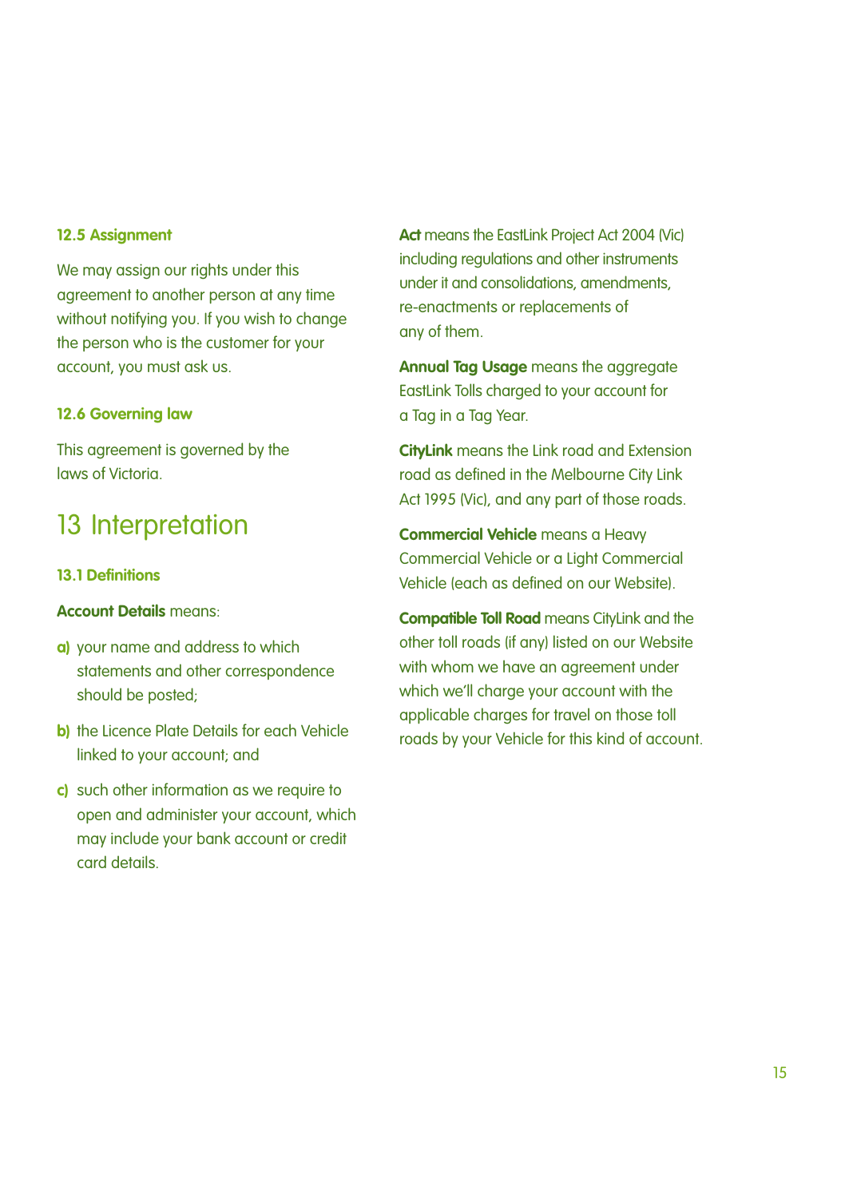### 12.5 Assignment

We may assign our rights under this agreement to another person at any time without notifying you. If you wish to change the person who is the customer for your account, you must ask us.

### 12.6 Governing law

This agreement is governed by the laws of Victoria.

## 13 Interpretation

### 13.1 Definitions

**Account Details** means:

**a)** your name and address to which statements and other correspondence should be posted;

**b)** the Licence Plate Details for each Vehicle linked to your account; and

**c)** such other information as we require to open and administer your account, which may include your bank account or credit card details.

**Act** means the EastLink Project Act 2004 (Vic) including regulations and other instruments under it and consolidations, amendments, re-enactments or replacements of any of them.

**Annual Tag Usage** means the aggregate EastLink Tolls charged to your account for a Tag in a Tag Year.

**CityLink** means the Link road and Extension road as defined in the Melbourne City Link Act 1995 (Vic), and any part of those roads.

**Commercial Vehicle** means a Heavy Commercial Vehicle or a Light Commercial Vehicle (each as defined on our Website).

**Compatible Toll Road** means CityLink and the other toll roads (if any) listed on our Website with whom we have an agreement under which we'll charge your account with the applicable charges for travel on those toll roads by your Vehicle for this kind of account.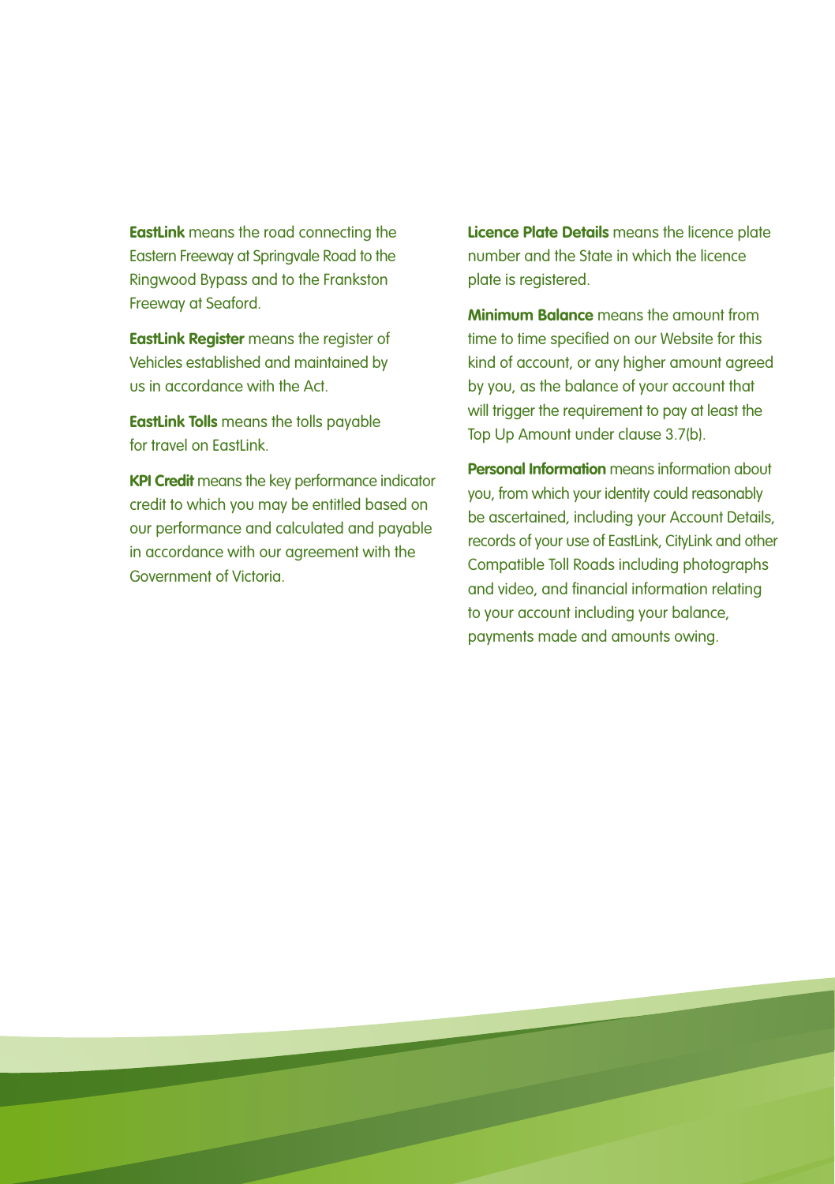**EastLink** means the road connecting the Eastern Freeway at Springvale Road to the Ringwood Bypass and to the Frankston Freeway at Seaford.

**EastLink Register** means the register of Vehicles established and maintained by us in accordance with the Act.

**EastLink Tolls** means the tolls payable for travel on EastLink.

**KPI Credit** means the key performance indicator credit to which you may be entitled based on our performance and calculated and payable in accordance with our agreement with the Government of Victoria.

**Licence Plate Details** means the licence plate number and the State in which the licence plate is registered.

**Minimum Balance** means the amount from time to time specified on our Website for this kind of account, or any higher amount agreed by you, as the balance of your account that will trigger the requirement to pay at least the Top Up Amount under clause 3.7(b).

**Personal Information** means information about you, from which your identity could reasonably be ascertained, including your Account Details, records of your use of EastLink, CityLink and other Compatible Toll Roads including photographs and video, and financial information relating to your account including your balance, payments made and amounts owing.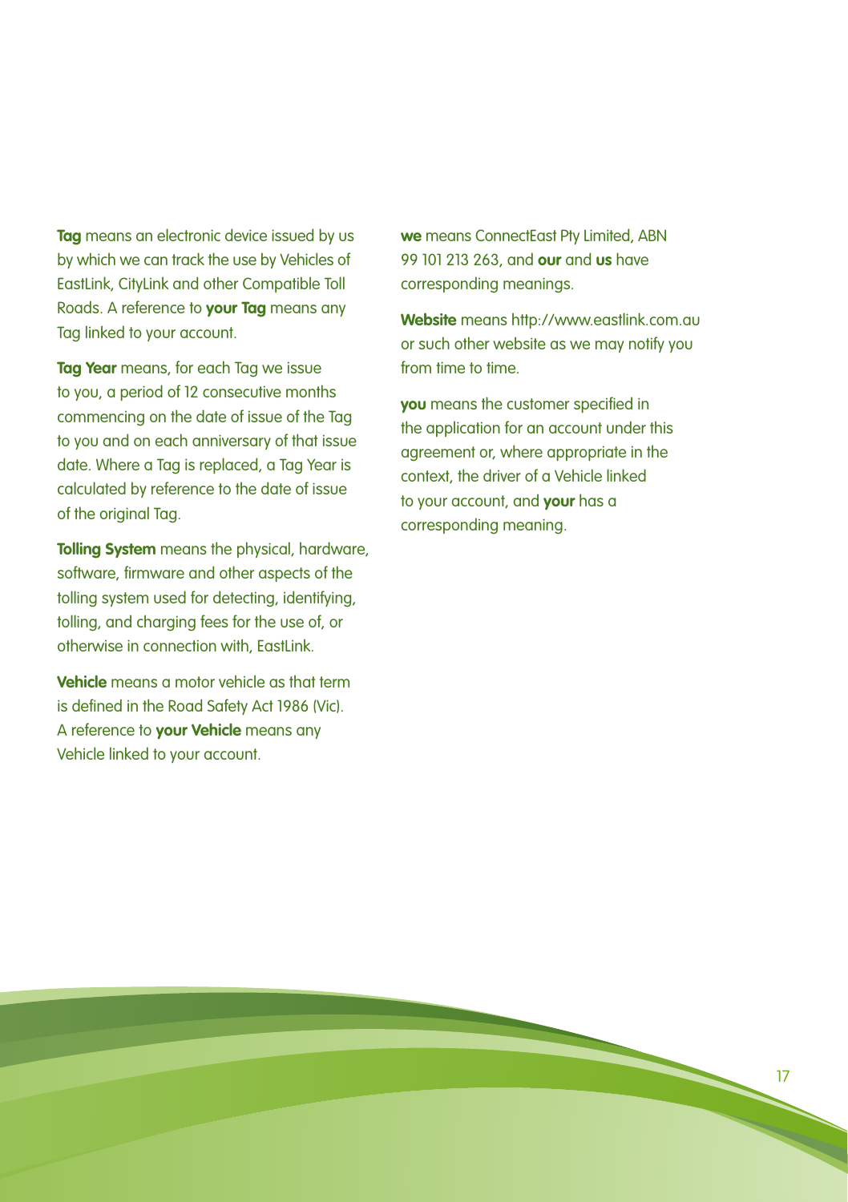**Tag** means an electronic device issued by us by which we can track the use by Vehicles of EastLink, CityLink and other Compatible Toll Roads. A reference to **your Tag** means any Tag linked to your account.

**Tag Year** means, for each Tag we issue to you, a period of 12 consecutive months commencing on the date of issue of the Tag to you and on each anniversary of that issue date. Where a Tag is replaced, a Tag Year is calculated by reference to the date of issue of the original Tag.

**Tolling System** means the physical, hardware, software, firmware and other aspects of the tolling system used for detecting, identifying, tolling, and charging fees for the use of, or otherwise in connection with, EastLink.

**Vehicle** means a motor vehicle as that term is defined in the Road Safety Act 1986 (Vic). A reference to **your Vehicle** means any Vehicle linked to your account.

**we** means ConnectEast Pty Limited, ABN 99 101 213 263, and **our** and **us** have corresponding meanings.

**Website** means http://www.eastlink.com.au or such other website as we may notify you from time to time.

**you** means the customer specified in the application for an account under this agreement or, where appropriate in the context, the driver of a Vehicle linked to your account, and **your** has a corresponding meaning.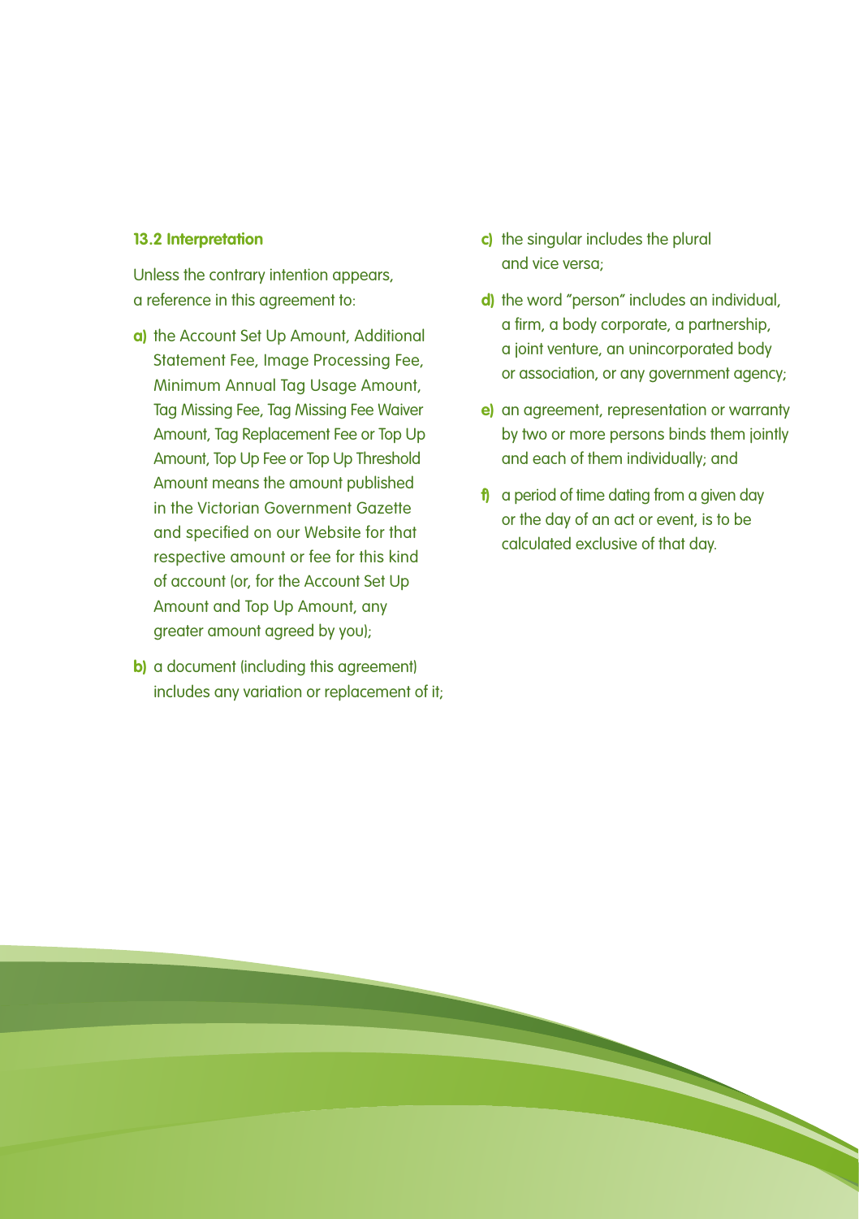### 13.2 Interpretation

Unless the contrary intention appears, a reference in this agreement to:

**a)** the Account Set Up Amount, Additional Statement Fee, Image Processing Fee, Minimum Annual Tag Usage Amount, Tag Missing Fee, Tag Missing Fee Waiver Amount, Tag Replacement Fee or Top Up Amount, Top Up Fee or Top Up Threshold Amount means the amount published in the Victorian Government Gazette and specified on our Website for that respective amount or fee for this kind of account (or, for the Account Set Up Amount and Top Up Amount, any greater amount agreed by you);

**b)** a document (including this agreement) includes any variation or replacement of it;

**c)** the singular includes the plural and vice versa;

**d)** the word "person" includes an individual, a firm, a body corporate, a partnership, a joint venture, an unincorporated body or association, or any government agency;

**e)** an agreement, representation or warranty by two or more persons binds them jointly and each of them individually; and

**f)** a period of time dating from a given day or the day of an act or event, is to be calculated exclusive of that day.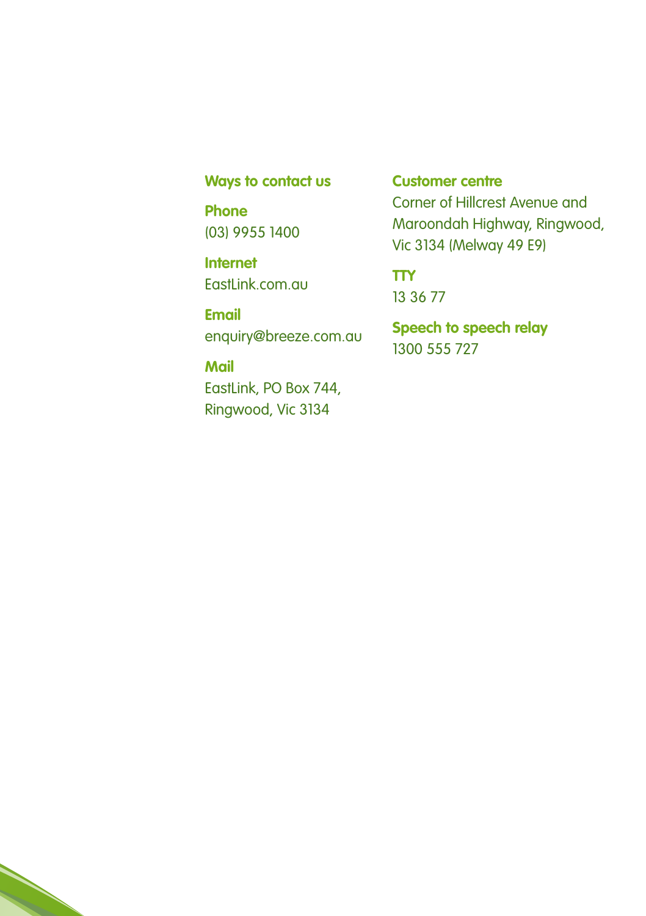## Ways to contact us

**Phone**
(03) 9955 1400

**Internet**
EastLink.com.au

**Email**
enquiry@breeze.com.au

**Mail**
EastLink, PO Box 744,
Ringwood, Vic 3134

**Customer centre**
Corner of Hillcrest Avenue and Maroondah Highway, Ringwood, Vic 3134 (Melway 49 E9)

**TTY**
13 36 77

**Speech to speech relay**
1300 555 727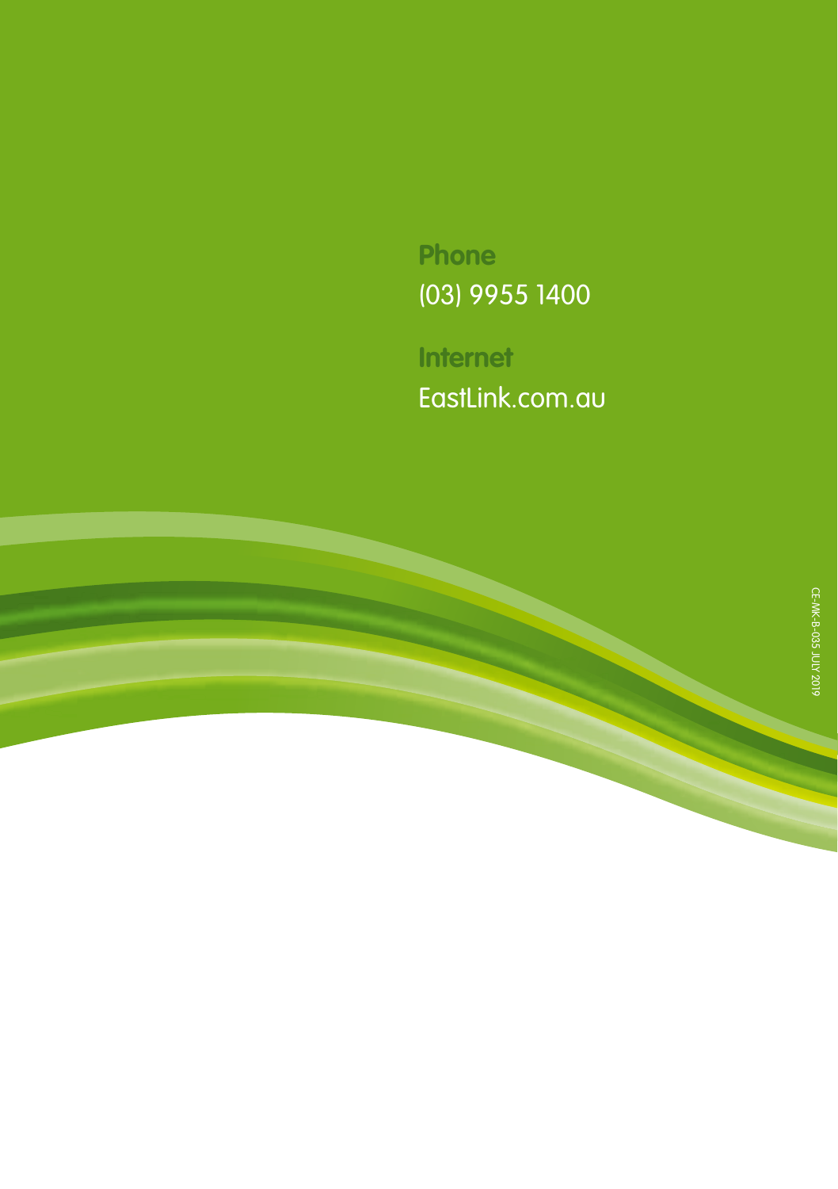**Phone**

(03) 9955 1400

**Internet**

EastLink.com.au

CE-MK-B-035 JULY 2019